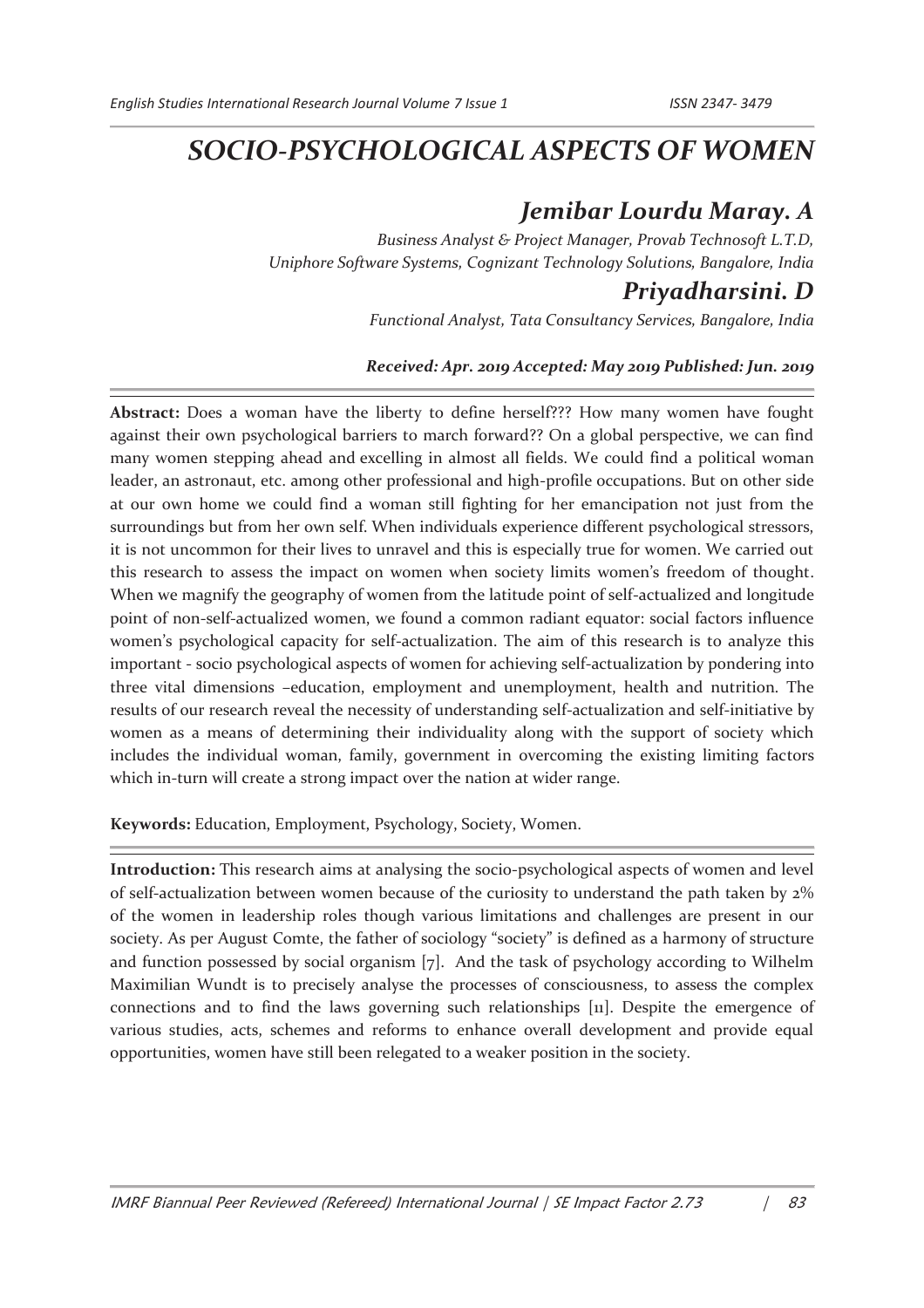# SOCIO-PSYCHOLOGICAL ASPECTS OF WOMEN

## Jemibar Lourdu Maray. A

*Business Analyst & Project Manager, Provab Technosoft L.T.D, Uniphore Software Systems, Cognizant Technology Solutions, Bangalore, India*

## Priyadharsini. D

*Functional Analyst, Tata Consultancy Services, Bangalore, India*

***Received: Apr. 2019 Accepted: May 2019 Published: Jun. 2019***

**Abstract:** Does a woman have the liberty to define herself??? How many women have fought against their own psychological barriers to march forward?? On a global perspective, we can find many women stepping ahead and excelling in almost all fields. We could find a political woman leader, an astronaut, etc. among other professional and high-profile occupations. But on other side at our own home we could find a woman still fighting for her emancipation not just from the surroundings but from her own self. When individuals experience different psychological stressors, it is not uncommon for their lives to unravel and this is especially true for women. We carried out this research to assess the impact on women when society limits women's freedom of thought. When we magnify the geography of women from the latitude point of self-actualized and longitude point of non-self-actualized women, we found a common radiant equator: social factors influence women's psychological capacity for self-actualization. The aim of this research is to analyze this important - socio psychological aspects of women for achieving self-actualization by pondering into three vital dimensions –education, employment and unemployment, health and nutrition. The results of our research reveal the necessity of understanding self-actualization and self-initiative by women as a means of determining their individuality along with the support of society which includes the individual woman, family, government in overcoming the existing limiting factors which in-turn will create a strong impact over the nation at wider range.

**Keywords:** Education, Employment, Psychology, Society, Women.

**Introduction:** This research aims at analysing the socio-psychological aspects of women and level of self-actualization between women because of the curiosity to understand the path taken by 2% of the women in leadership roles though various limitations and challenges are present in our society. As per August Comte, the father of sociology "society" is defined as a harmony of structure and function possessed by social organism [7]. And the task of psychology according to Wilhelm Maximilian Wundt is to precisely analyse the processes of consciousness, to assess the complex connections and to find the laws governing such relationships [11]. Despite the emergence of various studies, acts, schemes and reforms to enhance overall development and provide equal opportunities, women have still been relegated to a weaker position in the society.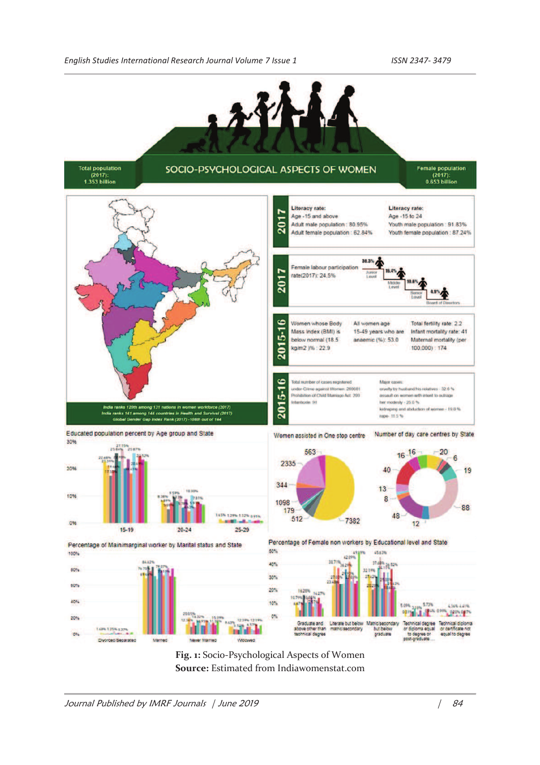# SOCIO-PSYCHOLOGICAL ASPECTS OF WOMEN

Total population (2017): 1.353 billion

Female population (2017): 0.653 billion

**2017**

Literacy rate:
Age -15 and above
Adult male population : 80.95%
Adult female population : 62.84%

Literacy rate:
Age -15 to 24
Youth male population : 91.83%
Youth female population : 87.24%

**2017**

Female labour participation rate(2017): 24.5%

30.3% Junior Level
16.4% Middle Level
10.6% Senior Level
4.9% Board of Directors

**2015-16**

Women whose Body Mass Index (BMI) is below normal (18.5 kg/m2 )% : 22.9

All women age 15-49 years who are anaemic (%): 53.0

Total fertility rate: 2.2
Infant mortality rate: 41
Maternal mortality (per 100,000) : 174

**2015-16**

Total number of cases registered under Crime against Women: 269081
Prohibition of Child Marriage Act: 293
Infanticide: 91

Major cases:
cruelty by husband/his relatives - 32.6 %
assault on women with intent to outrage her modesty - 25.0 %
kidnaping and abduction of women - 19.0 %
rape- 11.5 %

India ranks 120th among 131 nations in women workforce (2017)
India ranks 141 among 144 countries in Health and Survival (2017)
Global Gender Gap Index Rank (2017) - 108th out of 144

Educated population percent by Age group and State

Women assisted in One stop centre

Number of day care centres by State

Percentage of Main/marginal worker by Marital status and State

Percentage of Female non workers by Educational level and State

**Fig. 1:** Socio-Psychological Aspects of Women
**Source:** Estimated from Indiawomenstat.com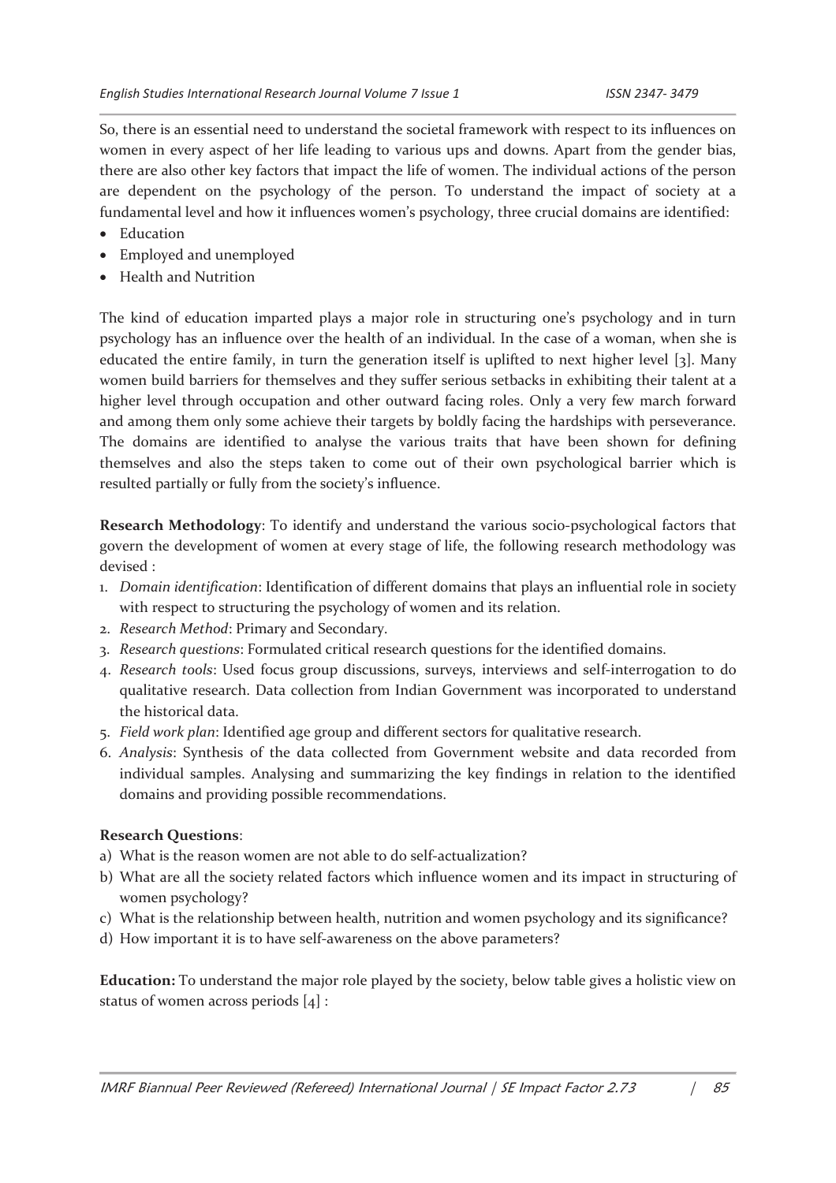So, there is an essential need to understand the societal framework with respect to its influences on women in every aspect of her life leading to various ups and downs. Apart from the gender bias, there are also other key factors that impact the life of women. The individual actions of the person are dependent on the psychology of the person. To understand the impact of society at a fundamental level and how it influences women's psychology, three crucial domains are identified:

- Education
- Employed and unemployed
- Health and Nutrition

The kind of education imparted plays a major role in structuring one's psychology and in turn psychology has an influence over the health of an individual. In the case of a woman, when she is educated the entire family, in turn the generation itself is uplifted to next higher level [3]. Many women build barriers for themselves and they suffer serious setbacks in exhibiting their talent at a higher level through occupation and other outward facing roles. Only a very few march forward and among them only some achieve their targets by boldly facing the hardships with perseverance. The domains are identified to analyse the various traits that have been shown for defining themselves and also the steps taken to come out of their own psychological barrier which is resulted partially or fully from the society's influence.

**Research Methodology**: To identify and understand the various socio-psychological factors that govern the development of women at every stage of life, the following research methodology was devised :

1. *Domain identification*: Identification of different domains that plays an influential role in society with respect to structuring the psychology of women and its relation.
2. *Research Method*: Primary and Secondary.
3. *Research questions*: Formulated critical research questions for the identified domains.
4. *Research tools*: Used focus group discussions, surveys, interviews and self-interrogation to do qualitative research. Data collection from Indian Government was incorporated to understand the historical data.
5. *Field work plan*: Identified age group and different sectors for qualitative research.
6. *Analysis*: Synthesis of the data collected from Government website and data recorded from individual samples. Analysing and summarizing the key findings in relation to the identified domains and providing possible recommendations.

**Research Questions**:

a) What is the reason women are not able to do self-actualization?
b) What are all the society related factors which influence women and its impact in structuring of women psychology?
c) What is the relationship between health, nutrition and women psychology and its significance?
d) How important it is to have self-awareness on the above parameters?

**Education:** To understand the major role played by the society, below table gives a holistic view on status of women across periods [4] :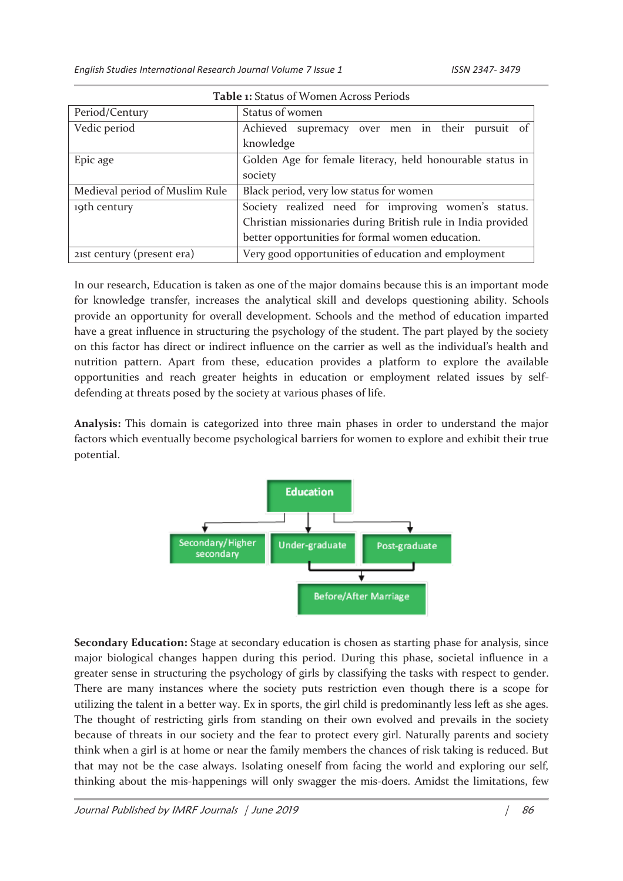**Table 1:** Status of Women Across Periods

| Period/Century | Status of women |
|---|---|
| Vedic period | Achieved supremacy over men in their pursuit of knowledge |
| Epic age | Golden Age for female literacy, held honourable status in society |
| Medieval period of Muslim Rule | Black period, very low status for women |
| 19th century | Society realized need for improving women's status. Christian missionaries during British rule in India provided better opportunities for formal women education. |
| 21st century (present era) | Very good opportunities of education and employment |

In our research, Education is taken as one of the major domains because this is an important mode for knowledge transfer, increases the analytical skill and develops questioning ability. Schools provide an opportunity for overall development. Schools and the method of education imparted have a great influence in structuring the psychology of the student. The part played by the society on this factor has direct or indirect influence on the carrier as well as the individual's health and nutrition pattern. Apart from these, education provides a platform to explore the available opportunities and reach greater heights in education or employment related issues by self-defending at threats posed by the society at various phases of life.

**Analysis:** This domain is categorized into three main phases in order to understand the major factors which eventually become psychological barriers for women to explore and exhibit their true potential.

Education

Secondary/Higher secondary | Under-graduate | Post-graduate

Before/After Marriage

**Secondary Education:** Stage at secondary education is chosen as starting phase for analysis, since major biological changes happen during this period. During this phase, societal influence in a greater sense in structuring the psychology of girls by classifying the tasks with respect to gender. There are many instances where the society puts restriction even though there is a scope for utilizing the talent in a better way. Ex in sports, the girl child is predominantly less left as she ages. The thought of restricting girls from standing on their own evolved and prevails in the society because of threats in our society and the fear to protect every girl. Naturally parents and society think when a girl is at home or near the family members the chances of risk taking is reduced. But that may not be the case always. Isolating oneself from facing the world and exploring our self, thinking about the mis-happenings will only swagger the mis-doers. Amidst the limitations, few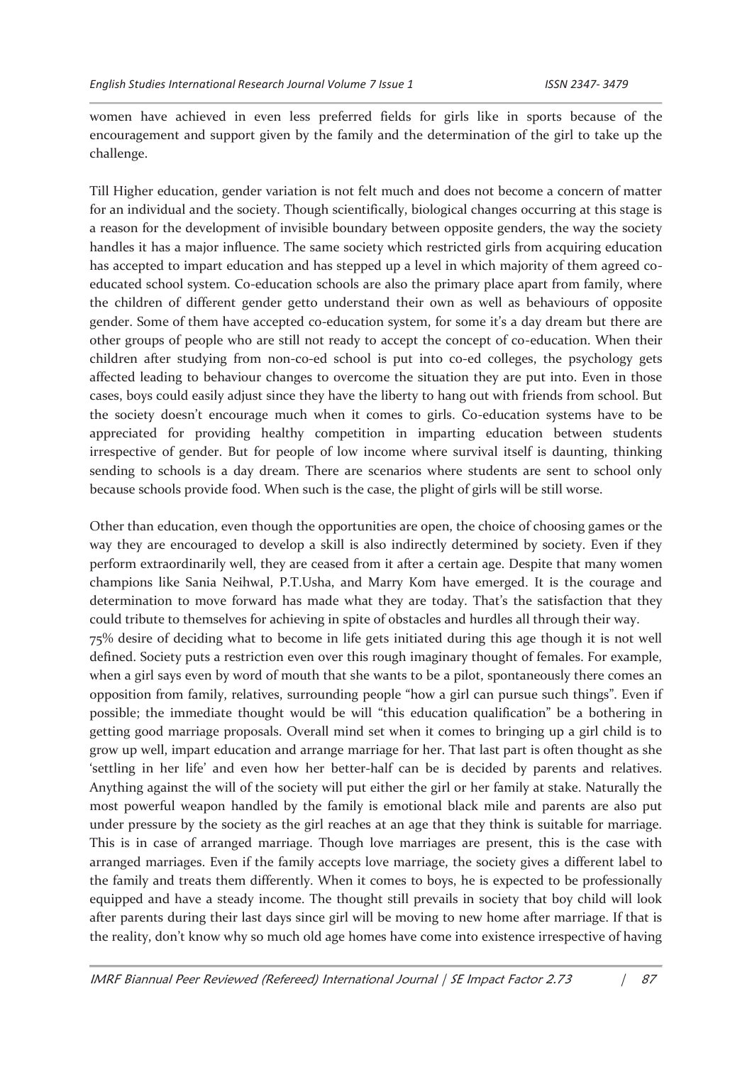women have achieved in even less preferred fields for girls like in sports because of the encouragement and support given by the family and the determination of the girl to take up the challenge.

Till Higher education, gender variation is not felt much and does not become a concern of matter for an individual and the society. Though scientifically, biological changes occurring at this stage is a reason for the development of invisible boundary between opposite genders, the way the society handles it has a major influence. The same society which restricted girls from acquiring education has accepted to impart education and has stepped up a level in which majority of them agreed co-educated school system. Co-education schools are also the primary place apart from family, where the children of different gender getto understand their own as well as behaviours of opposite gender. Some of them have accepted co-education system, for some it's a day dream but there are other groups of people who are still not ready to accept the concept of co-education. When their children after studying from non-co-ed school is put into co-ed colleges, the psychology gets affected leading to behaviour changes to overcome the situation they are put into. Even in those cases, boys could easily adjust since they have the liberty to hang out with friends from school. But the society doesn't encourage much when it comes to girls. Co-education systems have to be appreciated for providing healthy competition in imparting education between students irrespective of gender. But for people of low income where survival itself is daunting, thinking sending to schools is a day dream. There are scenarios where students are sent to school only because schools provide food. When such is the case, the plight of girls will be still worse.

Other than education, even though the opportunities are open, the choice of choosing games or the way they are encouraged to develop a skill is also indirectly determined by society. Even if they perform extraordinarily well, they are ceased from it after a certain age. Despite that many women champions like Sania Neihwal, P.T.Usha, and Marry Kom have emerged. It is the courage and determination to move forward has made what they are today. That's the satisfaction that they could tribute to themselves for achieving in spite of obstacles and hurdles all through their way.

75% desire of deciding what to become in life gets initiated during this age though it is not well defined. Society puts a restriction even over this rough imaginary thought of females. For example, when a girl says even by word of mouth that she wants to be a pilot, spontaneously there comes an opposition from family, relatives, surrounding people "how a girl can pursue such things". Even if possible; the immediate thought would be will "this education qualification" be a bothering in getting good marriage proposals. Overall mind set when it comes to bringing up a girl child is to grow up well, impart education and arrange marriage for her. That last part is often thought as she 'settling in her life' and even how her better-half can be is decided by parents and relatives. Anything against the will of the society will put either the girl or her family at stake. Naturally the most powerful weapon handled by the family is emotional black mile and parents are also put under pressure by the society as the girl reaches at an age that they think is suitable for marriage. This is in case of arranged marriage. Though love marriages are present, this is the case with arranged marriages. Even if the family accepts love marriage, the society gives a different label to the family and treats them differently. When it comes to boys, he is expected to be professionally equipped and have a steady income. The thought still prevails in society that boy child will look after parents during their last days since girl will be moving to new home after marriage. If that is the reality, don't know why so much old age homes have come into existence irrespective of having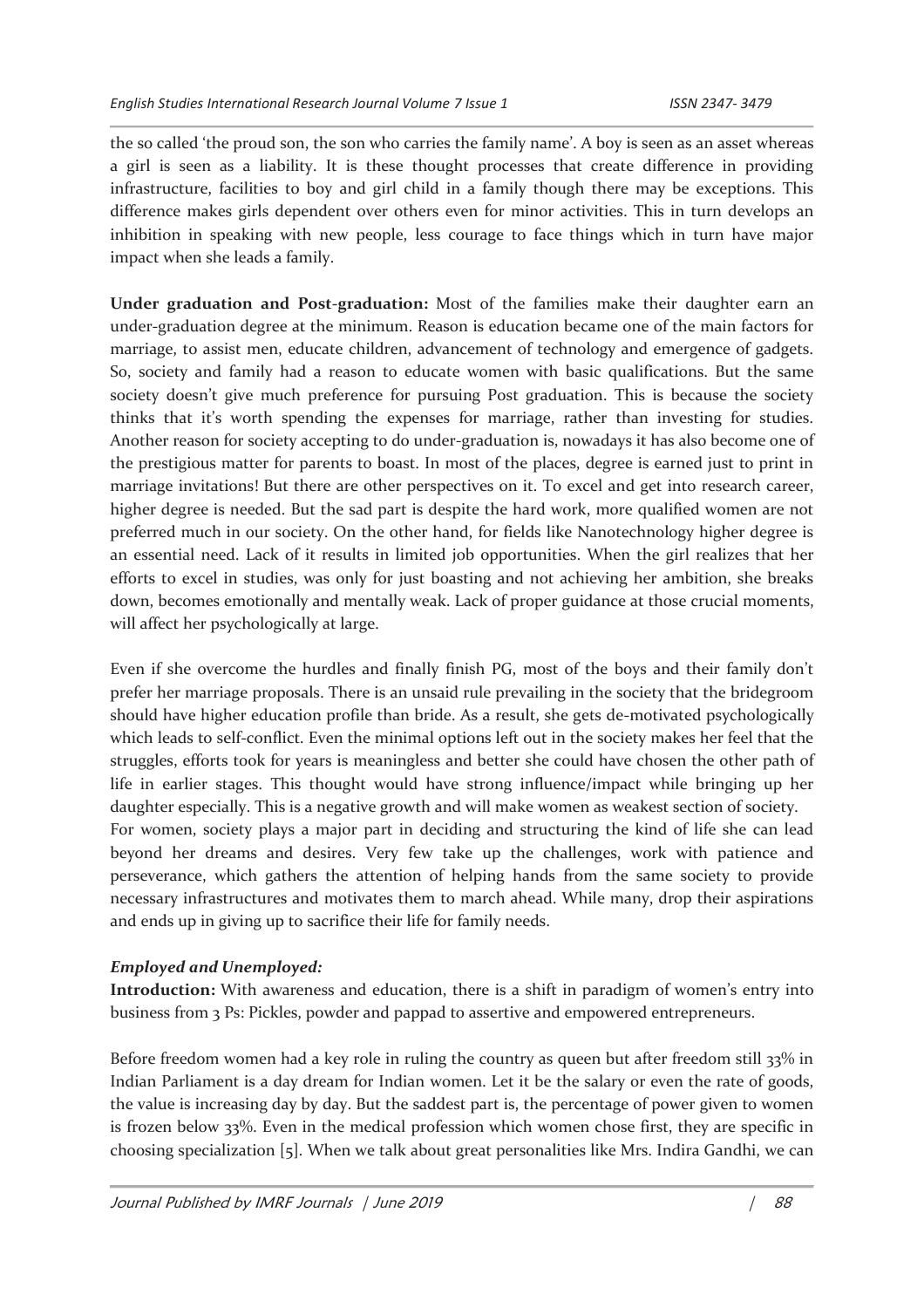the so called 'the proud son, the son who carries the family name'. A boy is seen as an asset whereas a girl is seen as a liability. It is these thought processes that create difference in providing infrastructure, facilities to boy and girl child in a family though there may be exceptions. This difference makes girls dependent over others even for minor activities. This in turn develops an inhibition in speaking with new people, less courage to face things which in turn have major impact when she leads a family.

**Under graduation and Post-graduation:** Most of the families make their daughter earn an under-graduation degree at the minimum. Reason is education became one of the main factors for marriage, to assist men, educate children, advancement of technology and emergence of gadgets. So, society and family had a reason to educate women with basic qualifications. But the same society doesn't give much preference for pursuing Post graduation. This is because the society thinks that it's worth spending the expenses for marriage, rather than investing for studies. Another reason for society accepting to do under-graduation is, nowadays it has also become one of the prestigious matter for parents to boast. In most of the places, degree is earned just to print in marriage invitations! But there are other perspectives on it. To excel and get into research career, higher degree is needed. But the sad part is despite the hard work, more qualified women are not preferred much in our society. On the other hand, for fields like Nanotechnology higher degree is an essential need. Lack of it results in limited job opportunities. When the girl realizes that her efforts to excel in studies, was only for just boasting and not achieving her ambition, she breaks down, becomes emotionally and mentally weak. Lack of proper guidance at those crucial moments, will affect her psychologically at large.

Even if she overcome the hurdles and finally finish PG, most of the boys and their family don't prefer her marriage proposals. There is an unsaid rule prevailing in the society that the bridegroom should have higher education profile than bride. As a result, she gets de-motivated psychologically which leads to self-conflict. Even the minimal options left out in the society makes her feel that the struggles, efforts took for years is meaningless and better she could have chosen the other path of life in earlier stages. This thought would have strong influence/impact while bringing up her daughter especially. This is a negative growth and will make women as weakest section of society.

For women, society plays a major part in deciding and structuring the kind of life she can lead beyond her dreams and desires. Very few take up the challenges, work with patience and perseverance, which gathers the attention of helping hands from the same society to provide necessary infrastructures and motivates them to march ahead. While many, drop their aspirations and ends up in giving up to sacrifice their life for family needs.

***Employed and Unemployed:***

**Introduction:** With awareness and education, there is a shift in paradigm of women's entry into business from 3 Ps: Pickles, powder and pappad to assertive and empowered entrepreneurs.

Before freedom women had a key role in ruling the country as queen but after freedom still 33% in Indian Parliament is a day dream for Indian women. Let it be the salary or even the rate of goods, the value is increasing day by day. But the saddest part is, the percentage of power given to women is frozen below 33%. Even in the medical profession which women chose first, they are specific in choosing specialization [5]. When we talk about great personalities like Mrs. Indira Gandhi, we can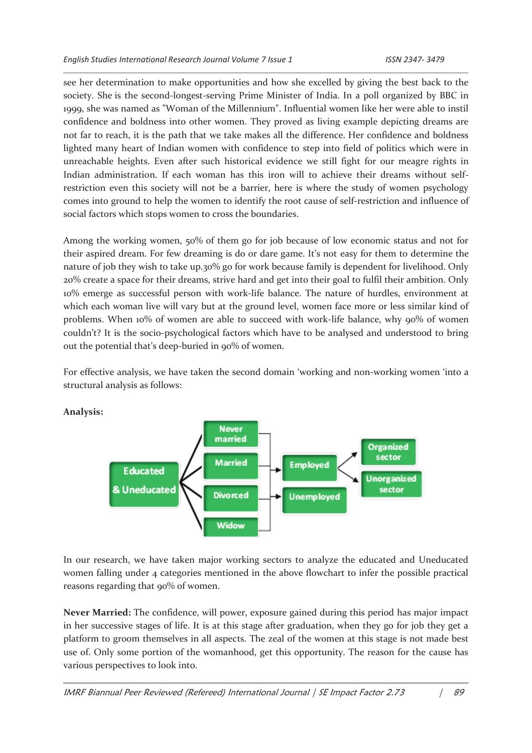see her determination to make opportunities and how she excelled by giving the best back to the society. She is the second-longest-serving Prime Minister of India. In a poll organized by BBC in 1999, she was named as "Woman of the Millennium". Influential women like her were able to instil confidence and boldness into other women. They proved as living example depicting dreams are not far to reach, it is the path that we take makes all the difference. Her confidence and boldness lighted many heart of Indian women with confidence to step into field of politics which were in unreachable heights. Even after such historical evidence we still fight for our meagre rights in Indian administration. If each woman has this iron will to achieve their dreams without self-restriction even this society will not be a barrier, here is where the study of women psychology comes into ground to help the women to identify the root cause of self-restriction and influence of social factors which stops women to cross the boundaries.

Among the working women, 50% of them go for job because of low economic status and not for their aspired dream. For few dreaming is do or dare game. It's not easy for them to determine the nature of job they wish to take up.30% go for work because family is dependent for livelihood. Only 20% create a space for their dreams, strive hard and get into their goal to fulfil their ambition. Only 10% emerge as successful person with work-life balance. The nature of hurdles, environment at which each woman live will vary but at the ground level, women face more or less similar kind of problems. When 10% of women are able to succeed with work-life balance, why 90% of women couldn't? It is the socio-psychological factors which have to be analysed and understood to bring out the potential that's deep-buried in 90% of women.

For effective analysis, we have taken the second domain 'working and non-working women 'into a structural analysis as follows:

**Analysis:**

Educated & Uneducated → Never married / Married / Divorced / Widow → Employed / Unemployed; Employed → Organized sector / Unorganized sector

In our research, we have taken major working sectors to analyze the educated and Uneducated women falling under 4 categories mentioned in the above flowchart to infer the possible practical reasons regarding that 90% of women.

**Never Married:** The confidence, will power, exposure gained during this period has major impact in her successive stages of life. It is at this stage after graduation, when they go for job they get a platform to groom themselves in all aspects. The zeal of the women at this stage is not made best use of. Only some portion of the womanhood, get this opportunity. The reason for the cause has various perspectives to look into.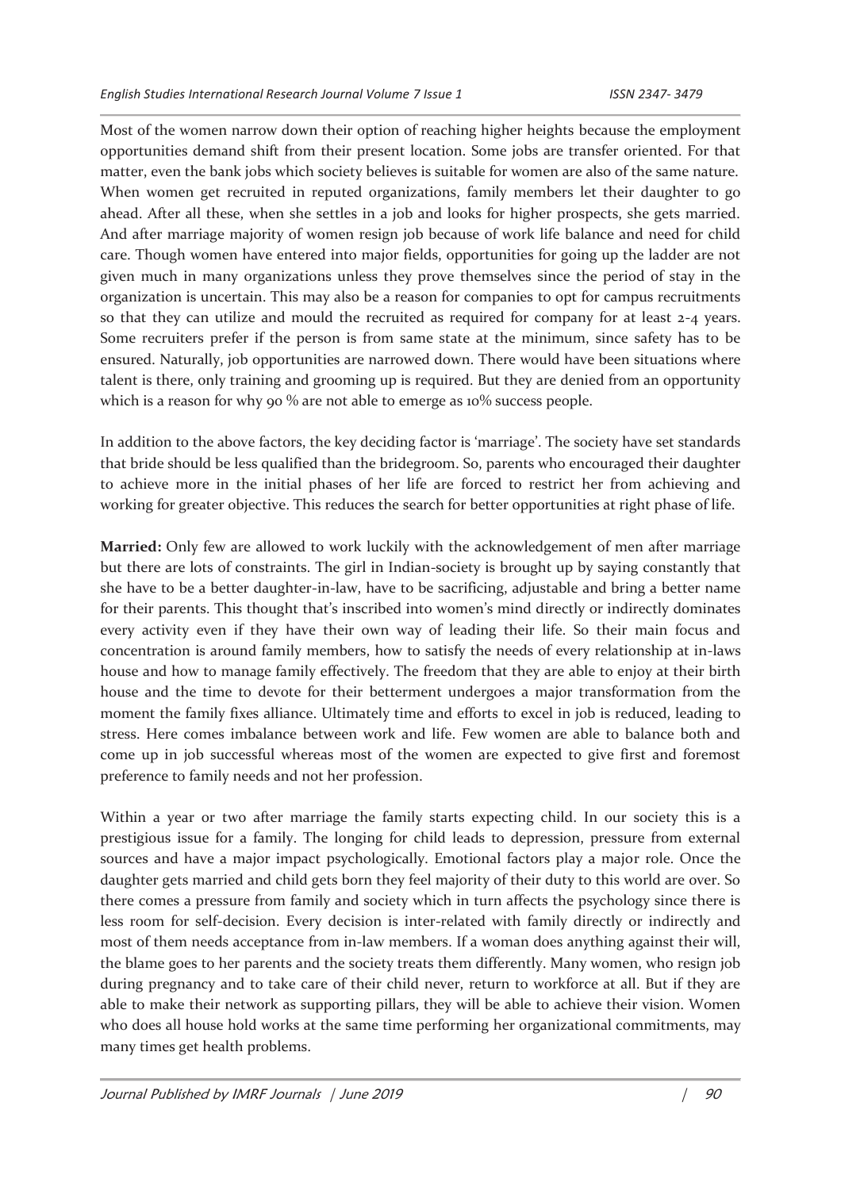Most of the women narrow down their option of reaching higher heights because the employment opportunities demand shift from their present location. Some jobs are transfer oriented. For that matter, even the bank jobs which society believes is suitable for women are also of the same nature. When women get recruited in reputed organizations, family members let their daughter to go ahead. After all these, when she settles in a job and looks for higher prospects, she gets married. And after marriage majority of women resign job because of work life balance and need for child care. Though women have entered into major fields, opportunities for going up the ladder are not given much in many organizations unless they prove themselves since the period of stay in the organization is uncertain. This may also be a reason for companies to opt for campus recruitments so that they can utilize and mould the recruited as required for company for at least 2-4 years. Some recruiters prefer if the person is from same state at the minimum, since safety has to be ensured. Naturally, job opportunities are narrowed down. There would have been situations where talent is there, only training and grooming up is required. But they are denied from an opportunity which is a reason for why 90 % are not able to emerge as 10% success people.

In addition to the above factors, the key deciding factor is 'marriage'. The society have set standards that bride should be less qualified than the bridegroom. So, parents who encouraged their daughter to achieve more in the initial phases of her life are forced to restrict her from achieving and working for greater objective. This reduces the search for better opportunities at right phase of life.

**Married:** Only few are allowed to work luckily with the acknowledgement of men after marriage but there are lots of constraints. The girl in Indian-society is brought up by saying constantly that she have to be a better daughter-in-law, have to be sacrificing, adjustable and bring a better name for their parents. This thought that's inscribed into women's mind directly or indirectly dominates every activity even if they have their own way of leading their life. So their main focus and concentration is around family members, how to satisfy the needs of every relationship at in-laws house and how to manage family effectively. The freedom that they are able to enjoy at their birth house and the time to devote for their betterment undergoes a major transformation from the moment the family fixes alliance. Ultimately time and efforts to excel in job is reduced, leading to stress. Here comes imbalance between work and life. Few women are able to balance both and come up in job successful whereas most of the women are expected to give first and foremost preference to family needs and not her profession.

Within a year or two after marriage the family starts expecting child. In our society this is a prestigious issue for a family. The longing for child leads to depression, pressure from external sources and have a major impact psychologically. Emotional factors play a major role. Once the daughter gets married and child gets born they feel majority of their duty to this world are over. So there comes a pressure from family and society which in turn affects the psychology since there is less room for self-decision. Every decision is inter-related with family directly or indirectly and most of them needs acceptance from in-law members. If a woman does anything against their will, the blame goes to her parents and the society treats them differently. Many women, who resign job during pregnancy and to take care of their child never, return to workforce at all. But if they are able to make their network as supporting pillars, they will be able to achieve their vision. Women who does all house hold works at the same time performing her organizational commitments, may many times get health problems.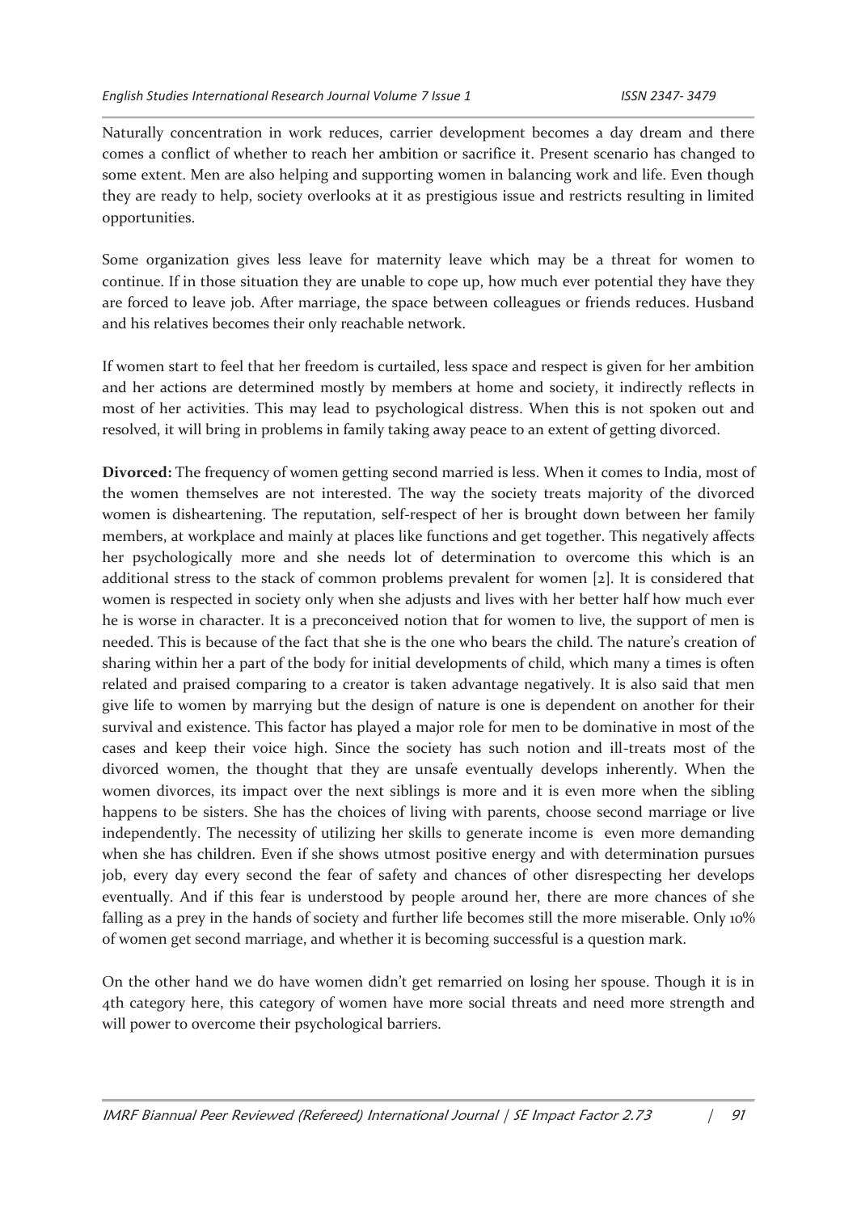Naturally concentration in work reduces, carrier development becomes a day dream and there comes a conflict of whether to reach her ambition or sacrifice it. Present scenario has changed to some extent. Men are also helping and supporting women in balancing work and life. Even though they are ready to help, society overlooks at it as prestigious issue and restricts resulting in limited opportunities.

Some organization gives less leave for maternity leave which may be a threat for women to continue. If in those situation they are unable to cope up, how much ever potential they have they are forced to leave job. After marriage, the space between colleagues or friends reduces. Husband and his relatives becomes their only reachable network.

If women start to feel that her freedom is curtailed, less space and respect is given for her ambition and her actions are determined mostly by members at home and society, it indirectly reflects in most of her activities. This may lead to psychological distress. When this is not spoken out and resolved, it will bring in problems in family taking away peace to an extent of getting divorced.

**Divorced:** The frequency of women getting second married is less. When it comes to India, most of the women themselves are not interested. The way the society treats majority of the divorced women is disheartening. The reputation, self-respect of her is brought down between her family members, at workplace and mainly at places like functions and get together. This negatively affects her psychologically more and she needs lot of determination to overcome this which is an additional stress to the stack of common problems prevalent for women [2]. It is considered that women is respected in society only when she adjusts and lives with her better half how much ever he is worse in character. It is a preconceived notion that for women to live, the support of men is needed. This is because of the fact that she is the one who bears the child. The nature's creation of sharing within her a part of the body for initial developments of child, which many a times is often related and praised comparing to a creator is taken advantage negatively. It is also said that men give life to women by marrying but the design of nature is one is dependent on another for their survival and existence. This factor has played a major role for men to be dominative in most of the cases and keep their voice high. Since the society has such notion and ill-treats most of the divorced women, the thought that they are unsafe eventually develops inherently. When the women divorces, its impact over the next siblings is more and it is even more when the sibling happens to be sisters. She has the choices of living with parents, choose second marriage or live independently. The necessity of utilizing her skills to generate income is even more demanding when she has children. Even if she shows utmost positive energy and with determination pursues job, every day every second the fear of safety and chances of other disrespecting her develops eventually. And if this fear is understood by people around her, there are more chances of she falling as a prey in the hands of society and further life becomes still the more miserable. Only 10% of women get second marriage, and whether it is becoming successful is a question mark.

On the other hand we do have women didn't get remarried on losing her spouse. Though it is in 4th category here, this category of women have more social threats and need more strength and will power to overcome their psychological barriers.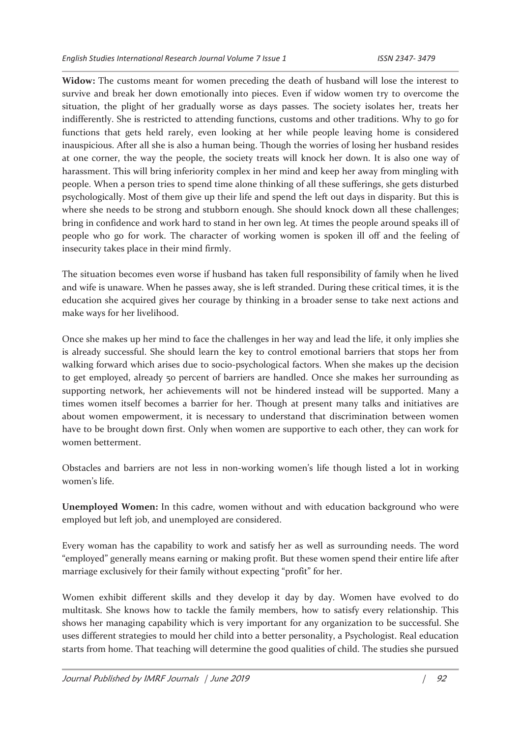**Widow:** The customs meant for women preceding the death of husband will lose the interest to survive and break her down emotionally into pieces. Even if widow women try to overcome the situation, the plight of her gradually worse as days passes. The society isolates her, treats her indifferently. She is restricted to attending functions, customs and other traditions. Why to go for functions that gets held rarely, even looking at her while people leaving home is considered inauspicious. After all she is also a human being. Though the worries of losing her husband resides at one corner, the way the people, the society treats will knock her down. It is also one way of harassment. This will bring inferiority complex in her mind and keep her away from mingling with people. When a person tries to spend time alone thinking of all these sufferings, she gets disturbed psychologically. Most of them give up their life and spend the left out days in disparity. But this is where she needs to be strong and stubborn enough. She should knock down all these challenges; bring in confidence and work hard to stand in her own leg. At times the people around speaks ill of people who go for work. The character of working women is spoken ill off and the feeling of insecurity takes place in their mind firmly.

The situation becomes even worse if husband has taken full responsibility of family when he lived and wife is unaware. When he passes away, she is left stranded. During these critical times, it is the education she acquired gives her courage by thinking in a broader sense to take next actions and make ways for her livelihood.

Once she makes up her mind to face the challenges in her way and lead the life, it only implies she is already successful. She should learn the key to control emotional barriers that stops her from walking forward which arises due to socio-psychological factors. When she makes up the decision to get employed, already 50 percent of barriers are handled. Once she makes her surrounding as supporting network, her achievements will not be hindered instead will be supported. Many a times women itself becomes a barrier for her. Though at present many talks and initiatives are about women empowerment, it is necessary to understand that discrimination between women have to be brought down first. Only when women are supportive to each other, they can work for women betterment.

Obstacles and barriers are not less in non-working women's life though listed a lot in working women's life.

**Unemployed Women:** In this cadre, women without and with education background who were employed but left job, and unemployed are considered.

Every woman has the capability to work and satisfy her as well as surrounding needs. The word "employed" generally means earning or making profit. But these women spend their entire life after marriage exclusively for their family without expecting "profit" for her.

Women exhibit different skills and they develop it day by day. Women have evolved to do multitask. She knows how to tackle the family members, how to satisfy every relationship. This shows her managing capability which is very important for any organization to be successful. She uses different strategies to mould her child into a better personality, a Psychologist. Real education starts from home. That teaching will determine the good qualities of child. The studies she pursued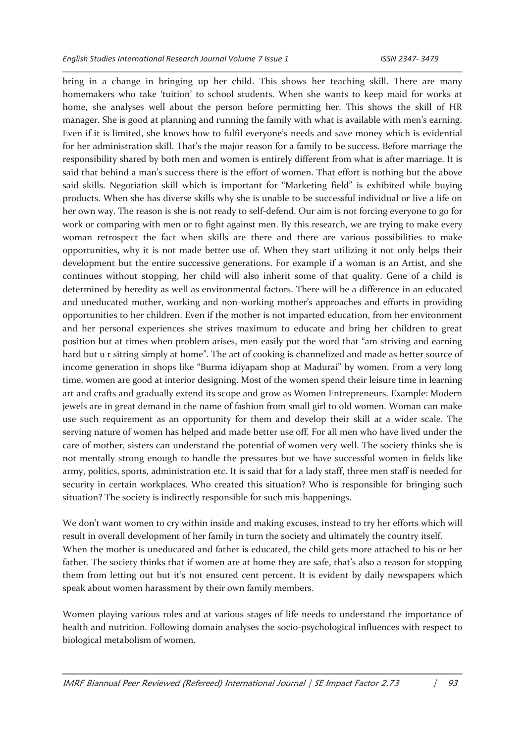bring in a change in bringing up her child. This shows her teaching skill. There are many homemakers who take 'tuition' to school students. When she wants to keep maid for works at home, she analyses well about the person before permitting her. This shows the skill of HR manager. She is good at planning and running the family with what is available with men's earning. Even if it is limited, she knows how to fulfil everyone's needs and save money which is evidential for her administration skill. That's the major reason for a family to be success. Before marriage the responsibility shared by both men and women is entirely different from what is after marriage. It is said that behind a man's success there is the effort of women. That effort is nothing but the above said skills. Negotiation skill which is important for "Marketing field" is exhibited while buying products. When she has diverse skills why she is unable to be successful individual or live a life on her own way. The reason is she is not ready to self-defend. Our aim is not forcing everyone to go for work or comparing with men or to fight against men. By this research, we are trying to make every woman retrospect the fact when skills are there and there are various possibilities to make opportunities, why it is not made better use of. When they start utilizing it not only helps their development but the entire successive generations. For example if a woman is an Artist, and she continues without stopping, her child will also inherit some of that quality. Gene of a child is determined by heredity as well as environmental factors. There will be a difference in an educated and uneducated mother, working and non-working mother's approaches and efforts in providing opportunities to her children. Even if the mother is not imparted education, from her environment and her personal experiences she strives maximum to educate and bring her children to great position but at times when problem arises, men easily put the word that "am striving and earning hard but u r sitting simply at home". The art of cooking is channelized and made as better source of income generation in shops like "Burma idiyapam shop at Madurai" by women. From a very long time, women are good at interior designing. Most of the women spend their leisure time in learning art and crafts and gradually extend its scope and grow as Women Entrepreneurs. Example: Modern jewels are in great demand in the name of fashion from small girl to old women. Woman can make use such requirement as an opportunity for them and develop their skill at a wider scale. The serving nature of women has helped and made better use off. For all men who have lived under the care of mother, sisters can understand the potential of women very well. The society thinks she is not mentally strong enough to handle the pressures but we have successful women in fields like army, politics, sports, administration etc. It is said that for a lady staff, three men staff is needed for security in certain workplaces. Who created this situation? Who is responsible for bringing such situation? The society is indirectly responsible for such mis-happenings.

We don't want women to cry within inside and making excuses, instead to try her efforts which will result in overall development of her family in turn the society and ultimately the country itself.
When the mother is uneducated and father is educated, the child gets more attached to his or her father. The society thinks that if women are at home they are safe, that's also a reason for stopping them from letting out but it's not ensured cent percent. It is evident by daily newspapers which speak about women harassment by their own family members.

Women playing various roles and at various stages of life needs to understand the importance of health and nutrition. Following domain analyses the socio-psychological influences with respect to biological metabolism of women.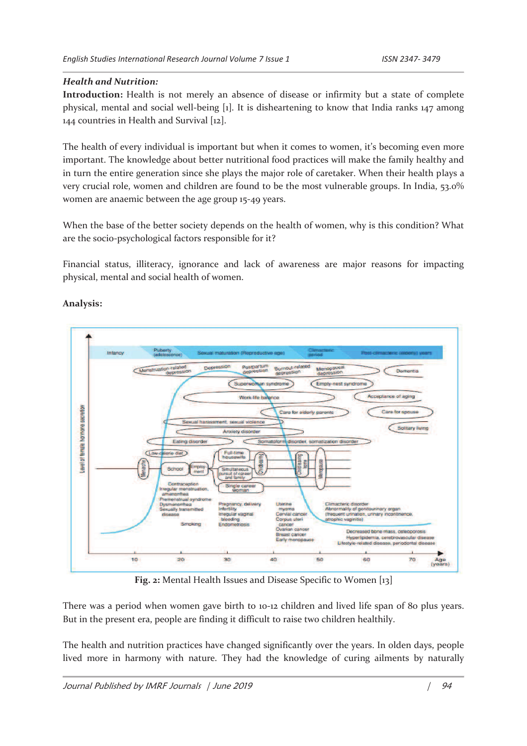### *Health and Nutrition:*

**Introduction:** Health is not merely an absence of disease or infirmity but a state of complete physical, mental and social well-being [1]. It is disheartening to know that India ranks 147 among 144 countries in Health and Survival [12].

The health of every individual is important but when it comes to women, it's becoming even more important. The knowledge about better nutritional food practices will make the family healthy and in turn the entire generation since she plays the major role of caretaker. When their health plays a very crucial role, women and children are found to be the most vulnerable groups. In India, 53.0% women are anaemic between the age group 15-49 years.

When the base of the better society depends on the health of women, why is this condition? What are the socio-psychological factors responsible for it?

Financial status, illiteracy, ignorance and lack of awareness are major reasons for impacting physical, mental and social health of women.

**Analysis:**

**Fig. 2:** Mental Health Issues and Disease Specific to Women [13]

There was a period when women gave birth to 10-12 children and lived life span of 80 plus years. But in the present era, people are finding it difficult to raise two children healthily.

The health and nutrition practices have changed significantly over the years. In olden days, people lived more in harmony with nature. They had the knowledge of curing ailments by naturally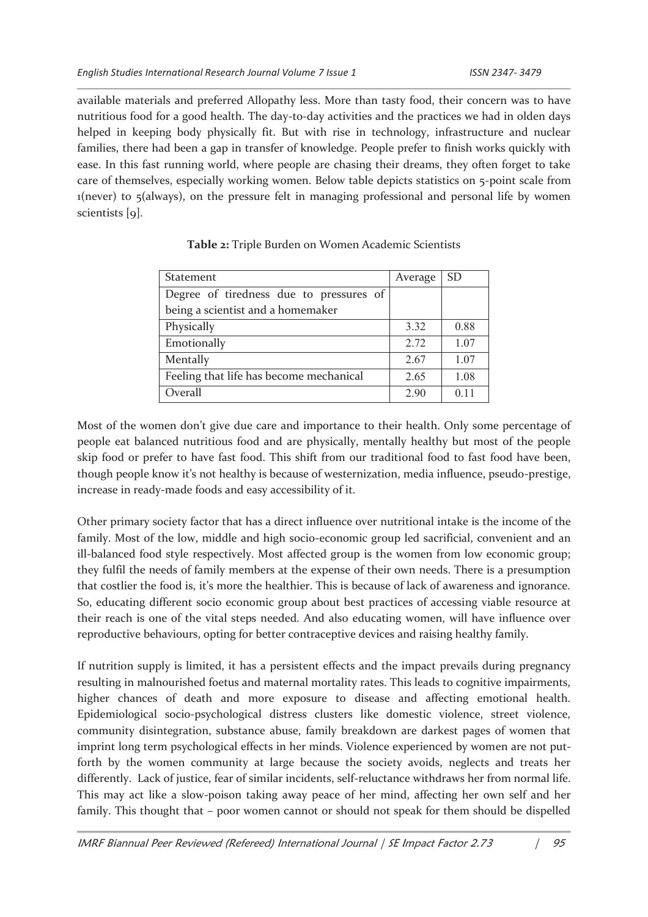available materials and preferred Allopathy less. More than tasty food, their concern was to have nutritious food for a good health. The day-to-day activities and the practices we had in olden days helped in keeping body physically fit. But with rise in technology, infrastructure and nuclear families, there had been a gap in transfer of knowledge. People prefer to finish works quickly with ease. In this fast running world, where people are chasing their dreams, they often forget to take care of themselves, especially working women. Below table depicts statistics on 5-point scale from 1(never) to 5(always), on the pressure felt in managing professional and personal life by women scientists [9].

**Table 2:** Triple Burden on Women Academic Scientists

| Statement | Average | SD |
|---|---|---|
| Degree of tiredness due to pressures of being a scientist and a homemaker | | |
| Physically | 3.32 | 0.88 |
| Emotionally | 2.72 | 1.07 |
| Mentally | 2.67 | 1.07 |
| Feeling that life has become mechanical | 2.65 | 1.08 |
| Overall | 2.90 | 0.11 |

Most of the women don't give due care and importance to their health. Only some percentage of people eat balanced nutritious food and are physically, mentally healthy but most of the people skip food or prefer to have fast food. This shift from our traditional food to fast food have been, though people know it's not healthy is because of westernization, media influence, pseudo-prestige, increase in ready-made foods and easy accessibility of it.

Other primary society factor that has a direct influence over nutritional intake is the income of the family. Most of the low, middle and high socio-economic group led sacrificial, convenient and an ill-balanced food style respectively. Most affected group is the women from low economic group; they fulfil the needs of family members at the expense of their own needs. There is a presumption that costlier the food is, it's more the healthier. This is because of lack of awareness and ignorance. So, educating different socio economic group about best practices of accessing viable resource at their reach is one of the vital steps needed. And also educating women, will have influence over reproductive behaviours, opting for better contraceptive devices and raising healthy family.

If nutrition supply is limited, it has a persistent effects and the impact prevails during pregnancy resulting in malnourished foetus and maternal mortality rates. This leads to cognitive impairments, higher chances of death and more exposure to disease and affecting emotional health. Epidemiological socio-psychological distress clusters like domestic violence, street violence, community disintegration, substance abuse, family breakdown are darkest pages of women that imprint long term psychological effects in her minds. Violence experienced by women are not put-forth by the women community at large because the society avoids, neglects and treats her differently. Lack of justice, fear of similar incidents, self-reluctance withdraws her from normal life. This may act like a slow-poison taking away peace of her mind, affecting her own self and her family. This thought that – poor women cannot or should not speak for them should be dispelled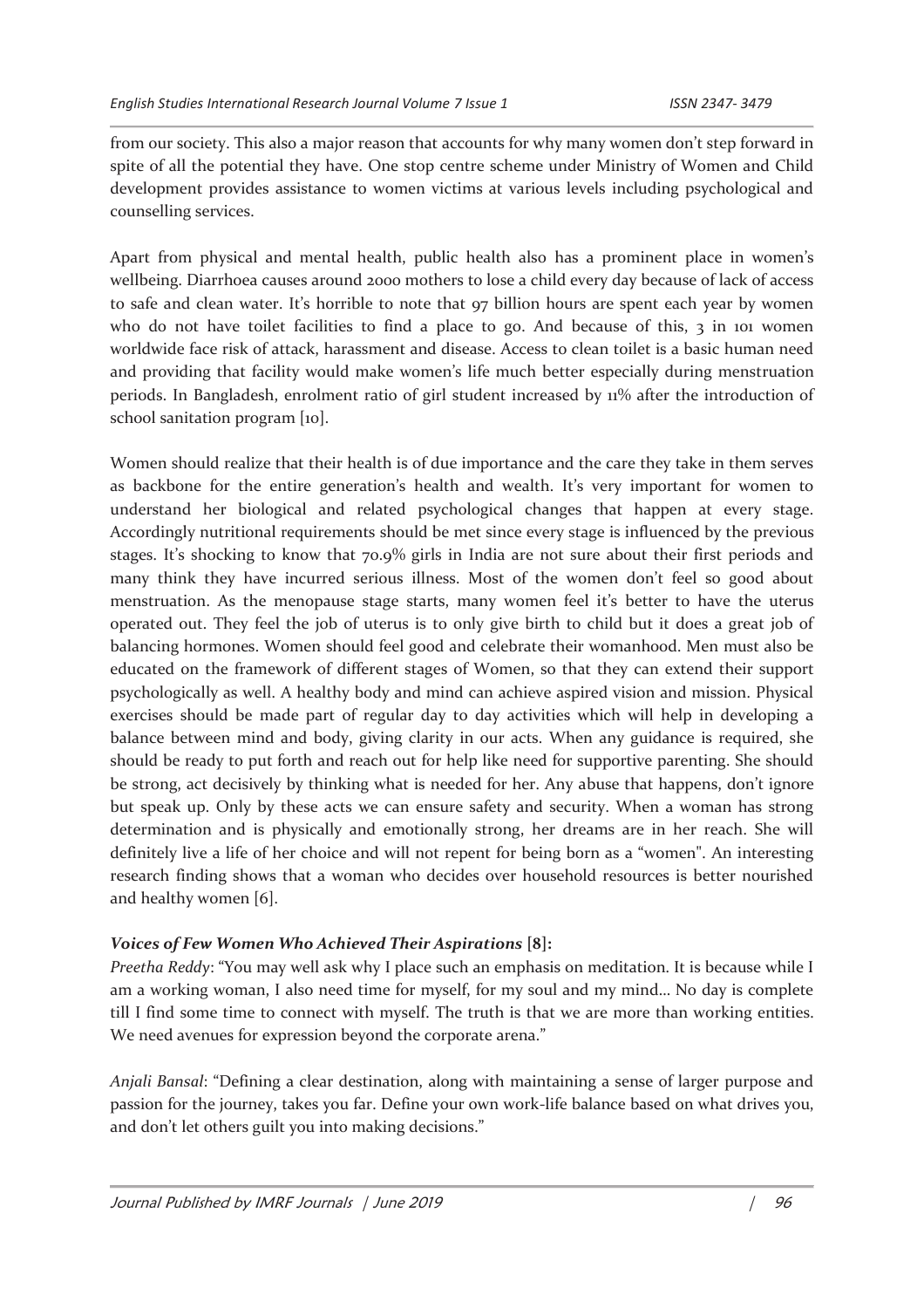from our society. This also a major reason that accounts for why many women don't step forward in spite of all the potential they have. One stop centre scheme under Ministry of Women and Child development provides assistance to women victims at various levels including psychological and counselling services.

Apart from physical and mental health, public health also has a prominent place in women's wellbeing. Diarrhoea causes around 2000 mothers to lose a child every day because of lack of access to safe and clean water. It's horrible to note that 97 billion hours are spent each year by women who do not have toilet facilities to find a place to go. And because of this, 3 in 101 women worldwide face risk of attack, harassment and disease. Access to clean toilet is a basic human need and providing that facility would make women's life much better especially during menstruation periods. In Bangladesh, enrolment ratio of girl student increased by 11% after the introduction of school sanitation program [10].

Women should realize that their health is of due importance and the care they take in them serves as backbone for the entire generation's health and wealth. It's very important for women to understand her biological and related psychological changes that happen at every stage. Accordingly nutritional requirements should be met since every stage is influenced by the previous stages. It's shocking to know that 70.9% girls in India are not sure about their first periods and many think they have incurred serious illness. Most of the women don't feel so good about menstruation. As the menopause stage starts, many women feel it's better to have the uterus operated out. They feel the job of uterus is to only give birth to child but it does a great job of balancing hormones. Women should feel good and celebrate their womanhood. Men must also be educated on the framework of different stages of Women, so that they can extend their support psychologically as well. A healthy body and mind can achieve aspired vision and mission. Physical exercises should be made part of regular day to day activities which will help in developing a balance between mind and body, giving clarity in our acts. When any guidance is required, she should be ready to put forth and reach out for help like need for supportive parenting. She should be strong, act decisively by thinking what is needed for her. Any abuse that happens, don't ignore but speak up. Only by these acts we can ensure safety and security. When a woman has strong determination and is physically and emotionally strong, her dreams are in her reach. She will definitely live a life of her choice and will not repent for being born as a "women". An interesting research finding shows that a woman who decides over household resources is better nourished and healthy women [6].

### *Voices of Few Women Who Achieved Their Aspirations* [8]:

*Preetha Reddy*: "You may well ask why I place such an emphasis on meditation. It is because while I am a working woman, I also need time for myself, for my soul and my mind... No day is complete till I find some time to connect with myself. The truth is that we are more than working entities. We need avenues for expression beyond the corporate arena."

*Anjali Bansal*: "Defining a clear destination, along with maintaining a sense of larger purpose and passion for the journey, takes you far. Define your own work-life balance based on what drives you, and don't let others guilt you into making decisions."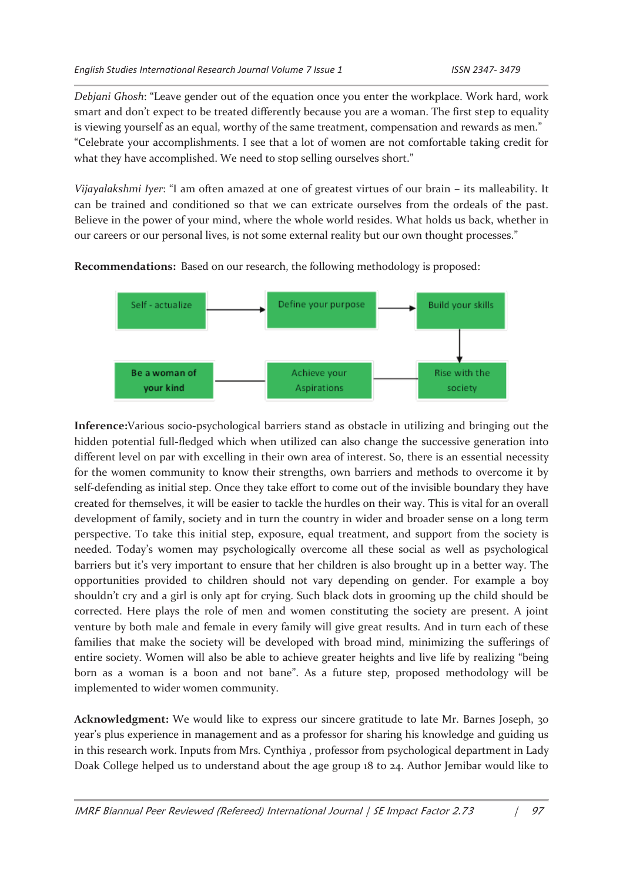*Debjani Ghosh*: "Leave gender out of the equation once you enter the workplace. Work hard, work smart and don't expect to be treated differently because you are a woman. The first step to equality is viewing yourself as an equal, worthy of the same treatment, compensation and rewards as men." "Celebrate your accomplishments. I see that a lot of women are not comfortable taking credit for what they have accomplished. We need to stop selling ourselves short."

*Vijayalakshmi Iyer*: "I am often amazed at one of greatest virtues of our brain – its malleability. It can be trained and conditioned so that we can extricate ourselves from the ordeals of the past. Believe in the power of your mind, where the whole world resides. What holds us back, whether in our careers or our personal lives, is not some external reality but our own thought processes."

**Recommendations:** Based on our research, the following methodology is proposed:

Self - actualize → Define your purpose → Build your skills → Rise with the society — Achieve your Aspirations — Be a woman of your kind

**Inference:** Various socio-psychological barriers stand as obstacle in utilizing and bringing out the hidden potential full-fledged which when utilized can also change the successive generation into different level on par with excelling in their own area of interest. So, there is an essential necessity for the women community to know their strengths, own barriers and methods to overcome it by self-defending as initial step. Once they take effort to come out of the invisible boundary they have created for themselves, it will be easier to tackle the hurdles on their way. This is vital for an overall development of family, society and in turn the country in wider and broader sense on a long term perspective. To take this initial step, exposure, equal treatment, and support from the society is needed. Today's women may psychologically overcome all these social as well as psychological barriers but it's very important to ensure that her children is also brought up in a better way. The opportunities provided to children should not vary depending on gender. For example a boy shouldn't cry and a girl is only apt for crying. Such black dots in grooming up the child should be corrected. Here plays the role of men and women constituting the society are present. A joint venture by both male and female in every family will give great results. And in turn each of these families that make the society will be developed with broad mind, minimizing the sufferings of entire society. Women will also be able to achieve greater heights and live life by realizing "being born as a woman is a boon and not bane". As a future step, proposed methodology will be implemented to wider women community.

**Acknowledgment:** We would like to express our sincere gratitude to late Mr. Barnes Joseph, 30 year's plus experience in management and as a professor for sharing his knowledge and guiding us in this research work. Inputs from Mrs. Cynthiya , professor from psychological department in Lady Doak College helped us to understand about the age group 18 to 24. Author Jemibar would like to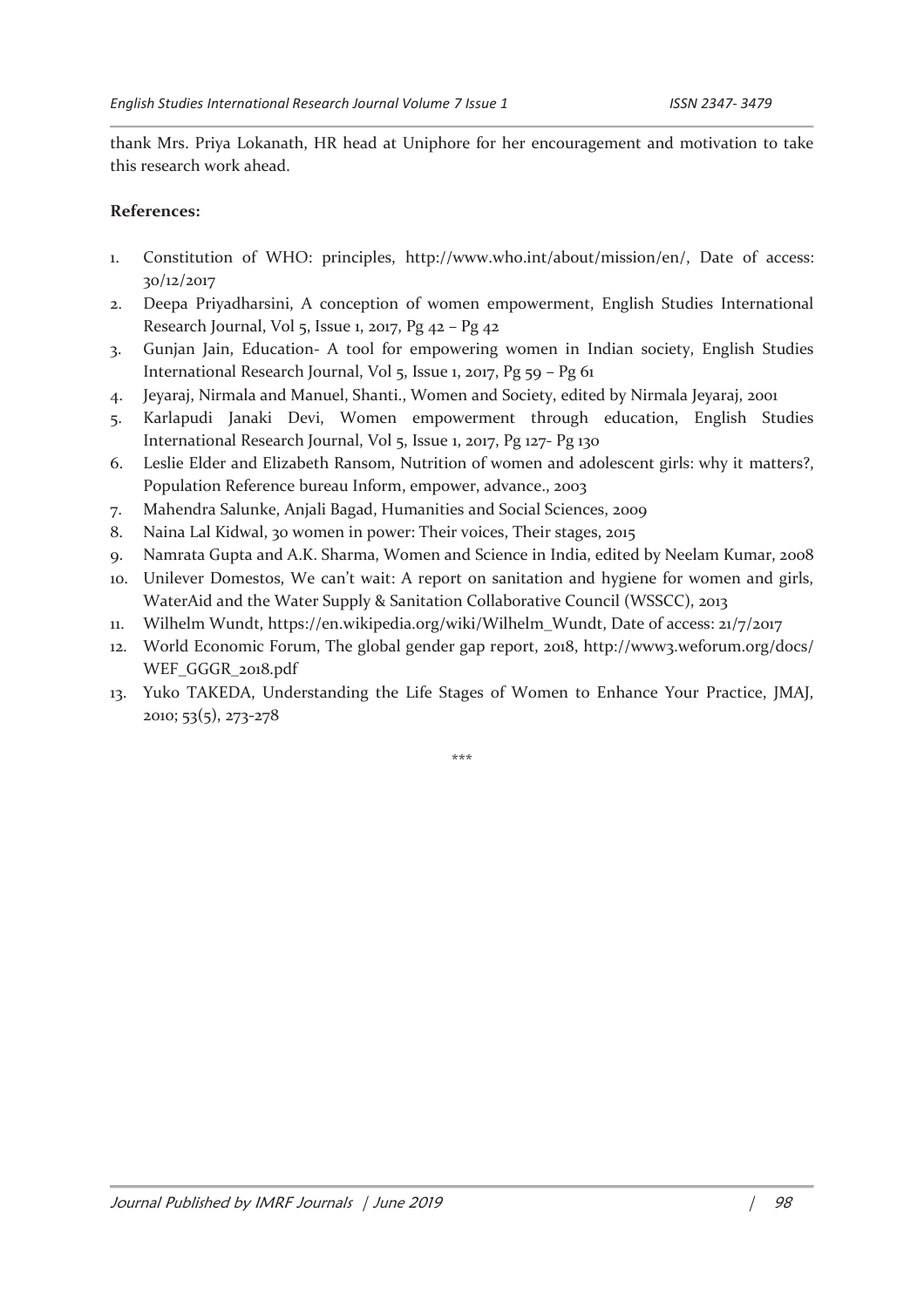thank Mrs. Priya Lokanath, HR head at Uniphore for her encouragement and motivation to take this research work ahead.

**References:**

1. Constitution of WHO: principles, http://www.who.int/about/mission/en/, Date of access: 30/12/2017
2. Deepa Priyadharsini, A conception of women empowerment, English Studies International Research Journal, Vol 5, Issue 1, 2017, Pg 42 – Pg 42
3. Gunjan Jain, Education- A tool for empowering women in Indian society, English Studies International Research Journal, Vol 5, Issue 1, 2017, Pg 59 – Pg 61
4. Jeyaraj, Nirmala and Manuel, Shanti., Women and Society, edited by Nirmala Jeyaraj, 2001
5. Karlapudi Janaki Devi, Women empowerment through education, English Studies International Research Journal, Vol 5, Issue 1, 2017, Pg 127- Pg 130
6. Leslie Elder and Elizabeth Ransom, Nutrition of women and adolescent girls: why it matters?, Population Reference bureau Inform, empower, advance., 2003
7. Mahendra Salunke, Anjali Bagad, Humanities and Social Sciences, 2009
8. Naina Lal Kidwal, 30 women in power: Their voices, Their stages, 2015
9. Namrata Gupta and A.K. Sharma, Women and Science in India, edited by Neelam Kumar, 2008
10. Unilever Domestos, We can't wait: A report on sanitation and hygiene for women and girls, WaterAid and the Water Supply & Sanitation Collaborative Council (WSSCC), 2013
11. Wilhelm Wundt, https://en.wikipedia.org/wiki/Wilhelm_Wundt, Date of access: 21/7/2017
12. World Economic Forum, The global gender gap report, 2018, http://www3.weforum.org/docs/WEF_GGGR_2018.pdf
13. Yuko TAKEDA, Understanding the Life Stages of Women to Enhance Your Practice, JMAJ, 2010; 53(5), 273-278

***